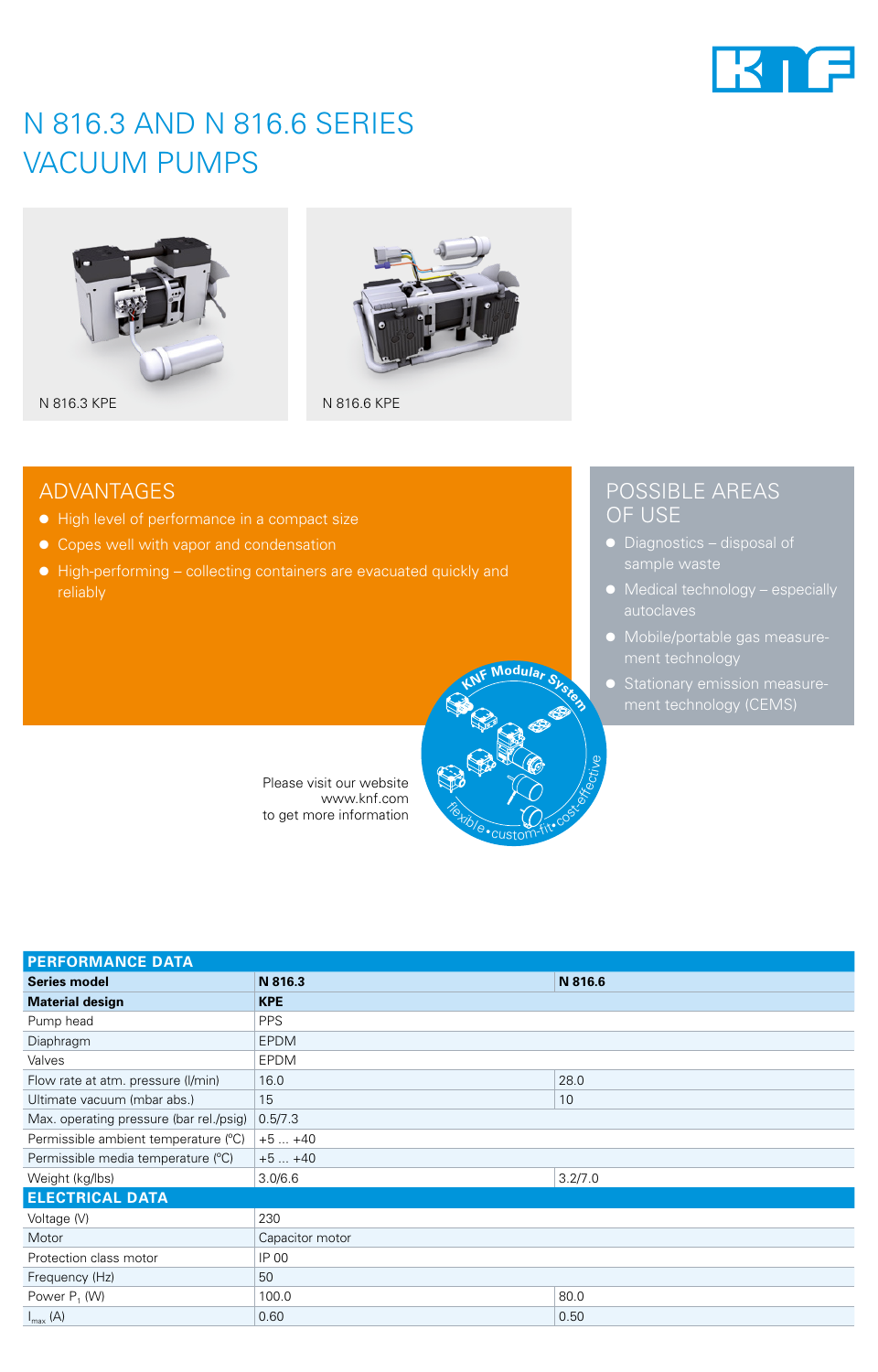# N 816.3 AND N 816.6 SERIES VACUUM PUMPS

N 816.3 KPE

N 816.6 KPE

## ADVANTAGES

- High level of performance in a compact size
- Copes well with vapor and condensation
- High-performing – collecting containers are evacuated quickly and reliably

## POSSIBLE AREAS OF USE

- Diagnostics – disposal of sample waste
- Medical technology – especially autoclaves
- Mobile/portable gas measurement technology
- Stationary emission measurement technology (CEMS)

KNF Modular System – flexible • custom-fit • cost-effective

Please visit our website www.knf.com to get more information

| PERFORMANCE DATA | | |
|---|---|---|
| **Series model** | **N 816.3** | **N 816.6** |
| **Material design** | **KPE** | |
| Pump head | PPS | |
| Diaphragm | EPDM | |
| Valves | EPDM | |
| Flow rate at atm. pressure (l/min) | 16.0 | 28.0 |
| Ultimate vacuum (mbar abs.) | 15 | 10 |
| Max. operating pressure (bar rel./psig) | 0.5/7.3 | |
| Permissible ambient temperature (°C) | +5 ... +40 | |
| Permissible media temperature (°C) | +5 ... +40 | |
| Weight (kg/lbs) | 3.0/6.6 | 3.2/7.0 |
| **ELECTRICAL DATA** | | |
| Voltage (V) | 230 | |
| Motor | Capacitor motor | |
| Protection class motor | IP 00 | |
| Frequency (Hz) | 50 | |
| Power $P_1$ (W) | 100.0 | 80.0 |
| $I_{max}$ (A) | 0.60 | 0.50 |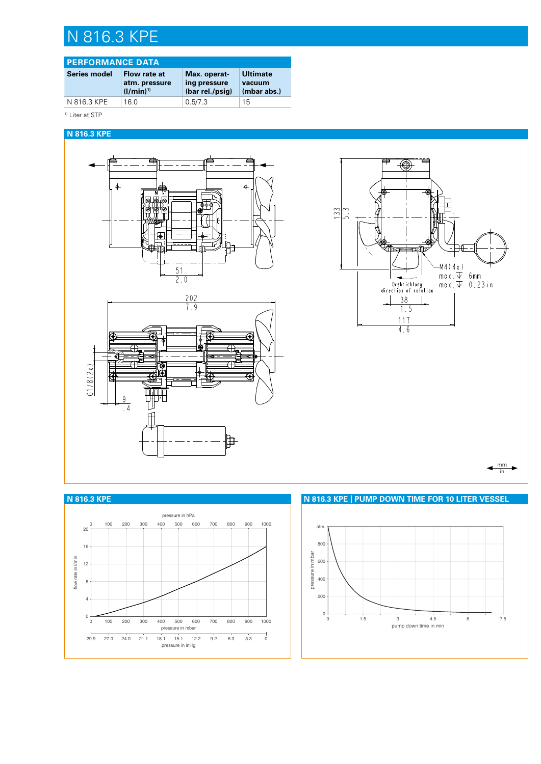# N 816.3 KPE

## PERFORMANCE DATA

| Series model | Flow rate at atm. pressure (l/min)[1] | Max. operating pressure (bar rel./psig) | Ultimate vacuum (mbar abs.) |
|---|---|---|---|
| N 816.3 KPE | 16.0 | 0.5/7.3 | 15 |

[1] Liter at STP

## N 816.3 KPE

51
2.0

202
7.9

G1/8(2x)

9
.4

133
5.3

M4(4x)
max. ↧ 6mm
max. ↧ 0.23in

Drehrichtung
direction of rotation

38
1.5

117
4.6

mm
in

## N 816.3 KPE

pressure in hPa: 0, 100, 200, 300, 400, 500, 600, 700, 800, 900, 1000

flow rate in l/min: 0, 4, 8, 12, 16, 20

pressure in mbar: 0, 100, 200, 300, 400, 500, 600, 700, 800, 900, 1000

pressure in inHg: 29.9, 27.0, 24.0, 21.1, 18.1, 15.1, 12.2, 9.2, 6.3, 3.3, 0

## N 816.3 KPE | PUMP DOWN TIME FOR 10 LITER VESSEL

pressure in mbar: 0, 200, 400, 600, 800, atm.

pump down time in min: 0, 1.5, 3, 4.5, 6, 7.5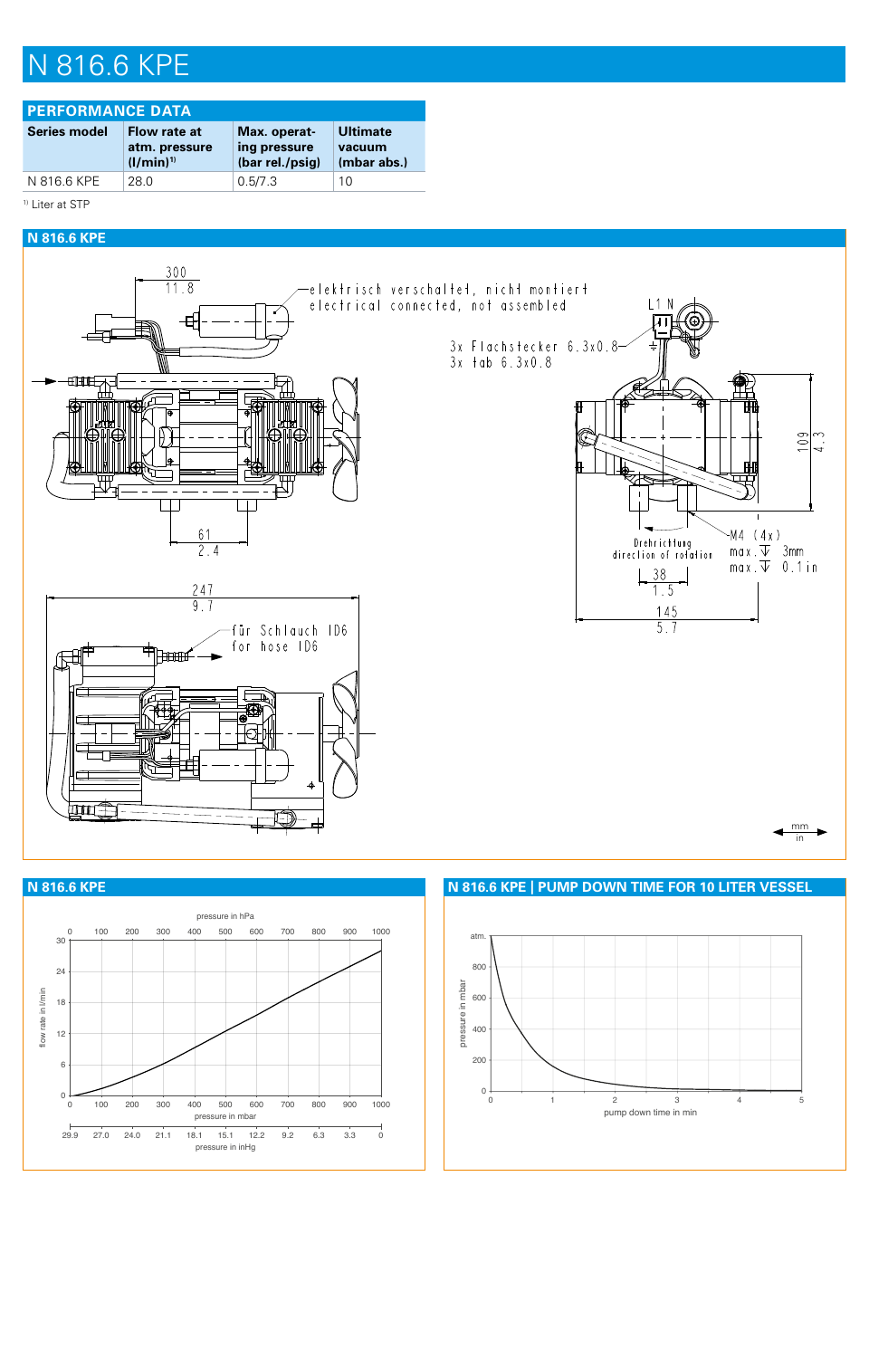# N 816.6 KPE

## PERFORMANCE DATA

| Series model | Flow rate at atm. pressure (l/min)[1] | Max. operating pressure (bar rel./psig) | Ultimate vacuum (mbar abs.) |
|---|---|---|---|
| N 816.6 KPE | 28.0 | 0.5/7.3 | 10 |

[1] Liter at STP

## N 816.6 KPE

elektrisch verschaltet, nicht montiert
electrical connected, not assembled

3x Flachstecker 6.3x0.8
3x tab 6.3x0.8

für Schlauch ID6
for hose ID6

Drehrichtung
direction of rotation

M4 (4x)
max. 3mm
max. 0.1 in

Dimensions: 300 / 11.8; 61 / 2.4; 247 / 9.7; 109 / 4.3; 38 / 1.5; 145 / 5.7

mm / in

## N 816.6 KPE

Flow rate in l/min vs. pressure in mbar (pressure in hPa; pressure in inHg)

## N 816.6 KPE | PUMP DOWN TIME FOR 10 LITER VESSEL

Pressure in mbar vs. pump down time in min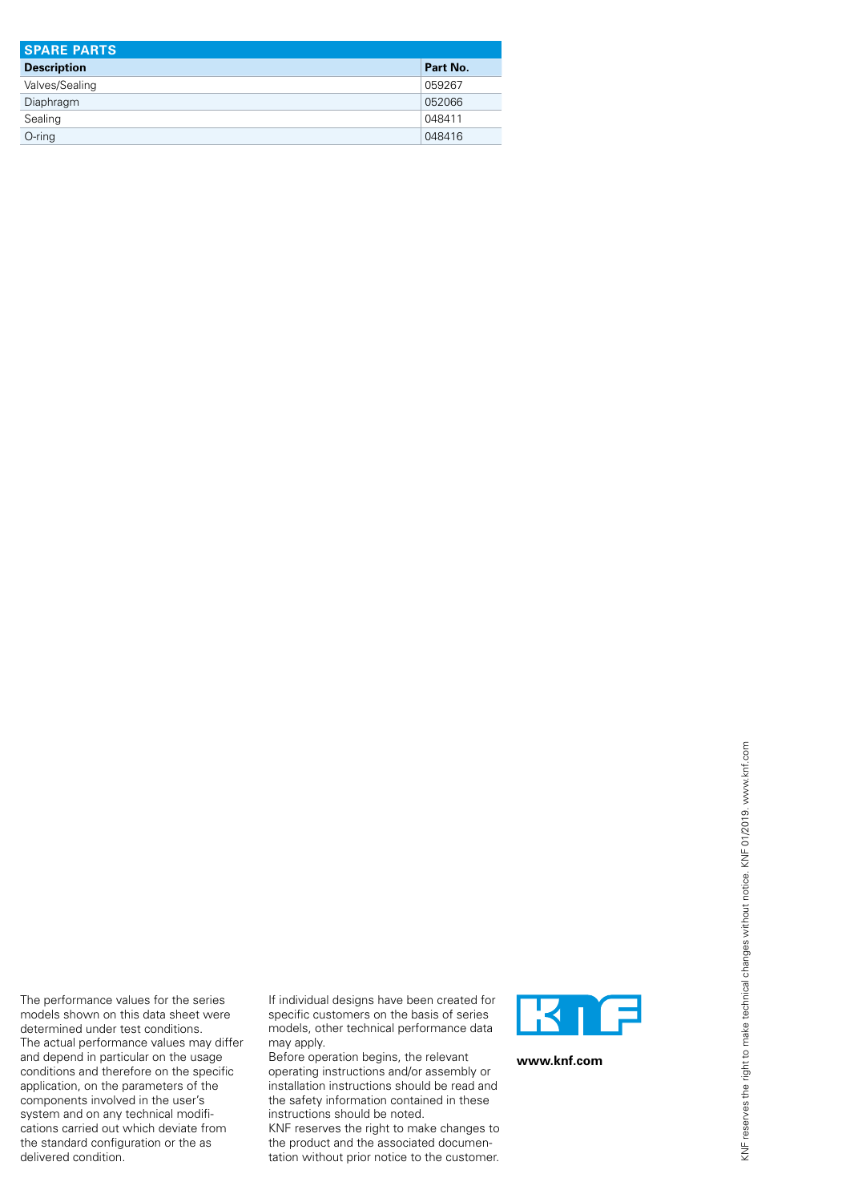## SPARE PARTS

| Description | Part No. |
|---|---|
| Valves/Sealing | 059267 |
| Diaphragm | 052066 |
| Sealing | 048411 |
| O-ring | 048416 |

The performance values for the series models shown on this data sheet were determined under test conditions. The actual performance values may differ and depend in particular on the usage conditions and therefore on the specific application, on the parameters of the components involved in the user's system and on any technical modifications carried out which deviate from the standard configuration or the as delivered condition.

If individual designs have been created for specific customers on the basis of series models, other technical performance data may apply.

Before operation begins, the relevant operating instructions and/or assembly or installation instructions should be read and the safety information contained in these instructions should be noted.

KNF reserves the right to make changes to the product and the associated documentation without prior notice to the customer.

**www.knf.com**

KNF reserves the right to make technical changes without notice. KNF 01/2019. www.knf.com